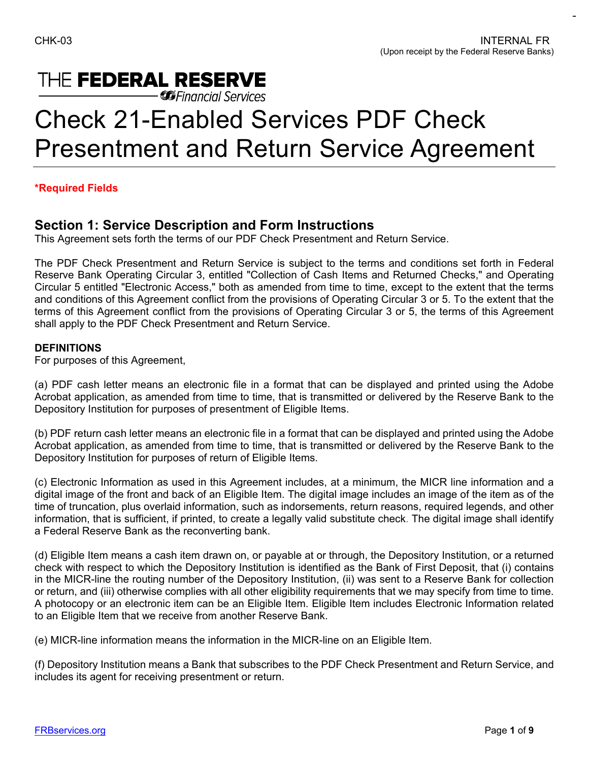CHK-03

INTERNAL FR
(Upon receipt by the Federal Reserve Banks)

THE FEDERAL RESERVE
Financial Services

# Check 21-Enabled Services PDF Check Presentment and Return Service Agreement

**\*Required Fields**

## Section 1: Service Description and Form Instructions

This Agreement sets forth the terms of our PDF Check Presentment and Return Service.

The PDF Check Presentment and Return Service is subject to the terms and conditions set forth in Federal Reserve Bank Operating Circular 3, entitled "Collection of Cash Items and Returned Checks," and Operating Circular 5 entitled "Electronic Access," both as amended from time to time, except to the extent that the terms and conditions of this Agreement conflict from the provisions of Operating Circular 3 or 5. To the extent that the terms of this Agreement conflict from the provisions of Operating Circular 3 or 5, the terms of this Agreement shall apply to the PDF Check Presentment and Return Service.

**DEFINITIONS**

For purposes of this Agreement,

(a) PDF cash letter means an electronic file in a format that can be displayed and printed using the Adobe Acrobat application, as amended from time to time, that is transmitted or delivered by the Reserve Bank to the Depository Institution for purposes of presentment of Eligible Items.

(b) PDF return cash letter means an electronic file in a format that can be displayed and printed using the Adobe Acrobat application, as amended from time to time, that is transmitted or delivered by the Reserve Bank to the Depository Institution for purposes of return of Eligible Items.

(c) Electronic Information as used in this Agreement includes, at a minimum, the MICR line information and a digital image of the front and back of an Eligible Item. The digital image includes an image of the item as of the time of truncation, plus overlaid information, such as indorsements, return reasons, required legends, and other information, that is sufficient, if printed, to create a legally valid substitute check. The digital image shall identify a Federal Reserve Bank as the reconverting bank.

(d) Eligible Item means a cash item drawn on, or payable at or through, the Depository Institution, or a returned check with respect to which the Depository Institution is identified as the Bank of First Deposit, that (i) contains in the MICR-line the routing number of the Depository Institution, (ii) was sent to a Reserve Bank for collection or return, and (iii) otherwise complies with all other eligibility requirements that we may specify from time to time. A photocopy or an electronic item can be an Eligible Item. Eligible Item includes Electronic Information related to an Eligible Item that we receive from another Reserve Bank.

(e) MICR-line information means the information in the MICR-line on an Eligible Item.

(f) Depository Institution means a Bank that subscribes to the PDF Check Presentment and Return Service, and includes its agent for receiving presentment or return.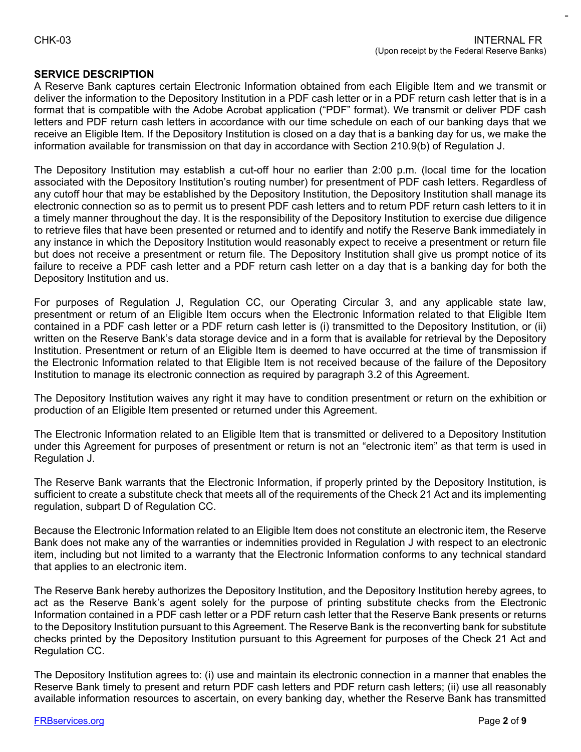## SERVICE DESCRIPTION

A Reserve Bank captures certain Electronic Information obtained from each Eligible Item and we transmit or deliver the information to the Depository Institution in a PDF cash letter or in a PDF return cash letter that is in a format that is compatible with the Adobe Acrobat application ("PDF" format). We transmit or deliver PDF cash letters and PDF return cash letters in accordance with our time schedule on each of our banking days that we receive an Eligible Item. If the Depository Institution is closed on a day that is a banking day for us, we make the information available for transmission on that day in accordance with Section 210.9(b) of Regulation J.

The Depository Institution may establish a cut-off hour no earlier than 2:00 p.m. (local time for the location associated with the Depository Institution's routing number) for presentment of PDF cash letters. Regardless of any cutoff hour that may be established by the Depository Institution, the Depository Institution shall manage its electronic connection so as to permit us to present PDF cash letters and to return PDF return cash letters to it in a timely manner throughout the day. It is the responsibility of the Depository Institution to exercise due diligence to retrieve files that have been presented or returned and to identify and notify the Reserve Bank immediately in any instance in which the Depository Institution would reasonably expect to receive a presentment or return file but does not receive a presentment or return file. The Depository Institution shall give us prompt notice of its failure to receive a PDF cash letter and a PDF return cash letter on a day that is a banking day for both the Depository Institution and us.

For purposes of Regulation J, Regulation CC, our Operating Circular 3, and any applicable state law, presentment or return of an Eligible Item occurs when the Electronic Information related to that Eligible Item contained in a PDF cash letter or a PDF return cash letter is (i) transmitted to the Depository Institution, or (ii) written on the Reserve Bank's data storage device and in a form that is available for retrieval by the Depository Institution. Presentment or return of an Eligible Item is deemed to have occurred at the time of transmission if the Electronic Information related to that Eligible Item is not received because of the failure of the Depository Institution to manage its electronic connection as required by paragraph 3.2 of this Agreement.

The Depository Institution waives any right it may have to condition presentment or return on the exhibition or production of an Eligible Item presented or returned under this Agreement.

The Electronic Information related to an Eligible Item that is transmitted or delivered to a Depository Institution under this Agreement for purposes of presentment or return is not an "electronic item" as that term is used in Regulation J.

The Reserve Bank warrants that the Electronic Information, if properly printed by the Depository Institution, is sufficient to create a substitute check that meets all of the requirements of the Check 21 Act and its implementing regulation, subpart D of Regulation CC.

Because the Electronic Information related to an Eligible Item does not constitute an electronic item, the Reserve Bank does not make any of the warranties or indemnities provided in Regulation J with respect to an electronic item, including but not limited to a warranty that the Electronic Information conforms to any technical standard that applies to an electronic item.

The Reserve Bank hereby authorizes the Depository Institution, and the Depository Institution hereby agrees, to act as the Reserve Bank's agent solely for the purpose of printing substitute checks from the Electronic Information contained in a PDF cash letter or a PDF return cash letter that the Reserve Bank presents or returns to the Depository Institution pursuant to this Agreement. The Reserve Bank is the reconverting bank for substitute checks printed by the Depository Institution pursuant to this Agreement for purposes of the Check 21 Act and Regulation CC.

The Depository Institution agrees to: (i) use and maintain its electronic connection in a manner that enables the Reserve Bank timely to present and return PDF cash letters and PDF return cash letters; (ii) use all reasonably available information resources to ascertain, on every banking day, whether the Reserve Bank has transmitted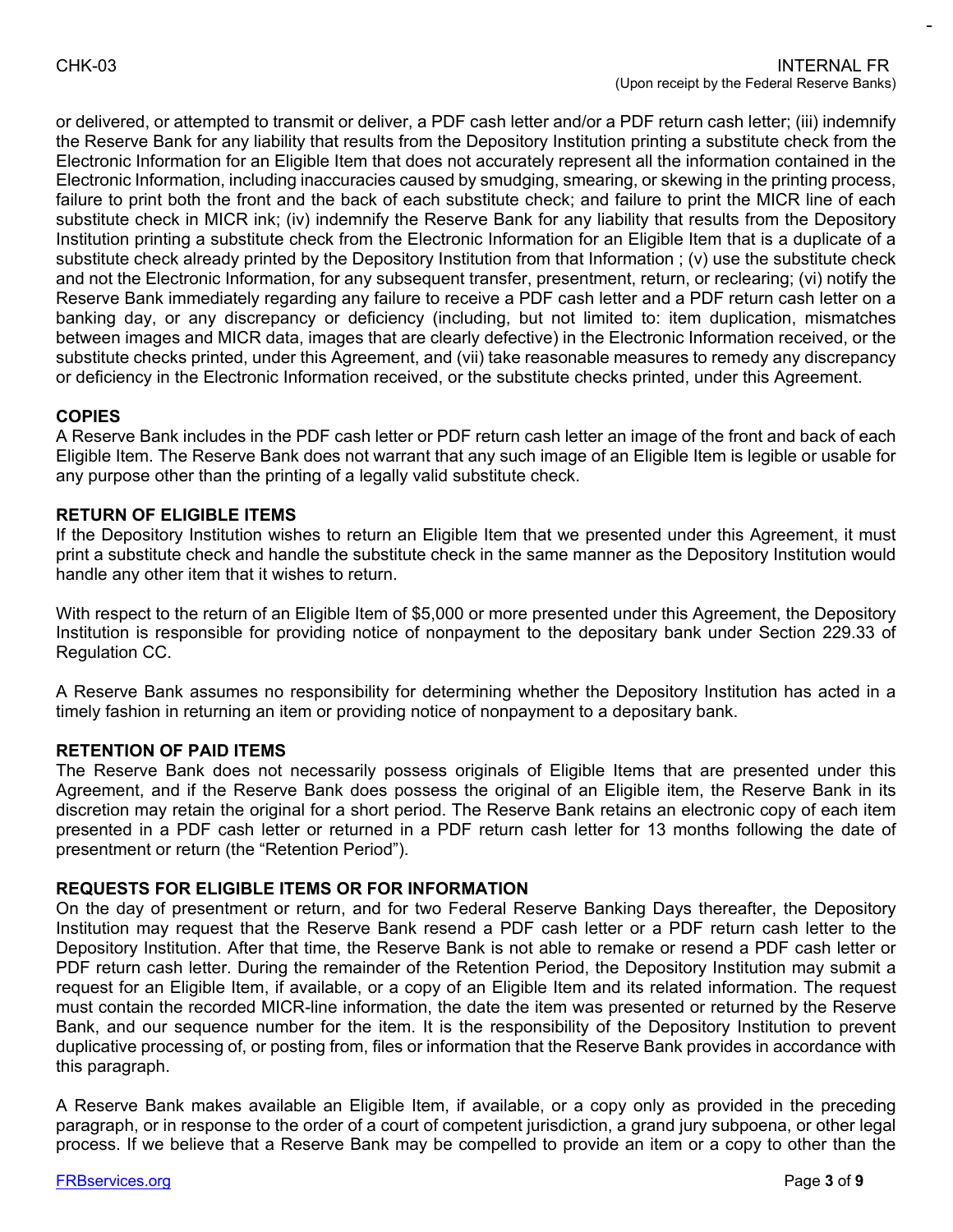or delivered, or attempted to transmit or deliver, a PDF cash letter and/or a PDF return cash letter; (iii) indemnify the Reserve Bank for any liability that results from the Depository Institution printing a substitute check from the Electronic Information for an Eligible Item that does not accurately represent all the information contained in the Electronic Information, including inaccuracies caused by smudging, smearing, or skewing in the printing process, failure to print both the front and the back of each substitute check; and failure to print the MICR line of each substitute check in MICR ink; (iv) indemnify the Reserve Bank for any liability that results from the Depository Institution printing a substitute check from the Electronic Information for an Eligible Item that is a duplicate of a substitute check already printed by the Depository Institution from that Information ; (v) use the substitute check and not the Electronic Information, for any subsequent transfer, presentment, return, or reclearing; (vi) notify the Reserve Bank immediately regarding any failure to receive a PDF cash letter and a PDF return cash letter on a banking day, or any discrepancy or deficiency (including, but not limited to: item duplication, mismatches between images and MICR data, images that are clearly defective) in the Electronic Information received, or the substitute checks printed, under this Agreement, and (vii) take reasonable measures to remedy any discrepancy or deficiency in the Electronic Information received, or the substitute checks printed, under this Agreement.

**COPIES**

A Reserve Bank includes in the PDF cash letter or PDF return cash letter an image of the front and back of each Eligible Item. The Reserve Bank does not warrant that any such image of an Eligible Item is legible or usable for any purpose other than the printing of a legally valid substitute check.

**RETURN OF ELIGIBLE ITEMS**

If the Depository Institution wishes to return an Eligible Item that we presented under this Agreement, it must print a substitute check and handle the substitute check in the same manner as the Depository Institution would handle any other item that it wishes to return.

With respect to the return of an Eligible Item of $5,000 or more presented under this Agreement, the Depository Institution is responsible for providing notice of nonpayment to the depositary bank under Section 229.33 of Regulation CC.

A Reserve Bank assumes no responsibility for determining whether the Depository Institution has acted in a timely fashion in returning an item or providing notice of nonpayment to a depositary bank.

**RETENTION OF PAID ITEMS**

The Reserve Bank does not necessarily possess originals of Eligible Items that are presented under this Agreement, and if the Reserve Bank does possess the original of an Eligible item, the Reserve Bank in its discretion may retain the original for a short period. The Reserve Bank retains an electronic copy of each item presented in a PDF cash letter or returned in a PDF return cash letter for 13 months following the date of presentment or return (the "Retention Period").

**REQUESTS FOR ELIGIBLE ITEMS OR FOR INFORMATION**

On the day of presentment or return, and for two Federal Reserve Banking Days thereafter, the Depository Institution may request that the Reserve Bank resend a PDF cash letter or a PDF return cash letter to the Depository Institution. After that time, the Reserve Bank is not able to remake or resend a PDF cash letter or PDF return cash letter. During the remainder of the Retention Period, the Depository Institution may submit a request for an Eligible Item, if available, or a copy of an Eligible Item and its related information. The request must contain the recorded MICR-line information, the date the item was presented or returned by the Reserve Bank, and our sequence number for the item. It is the responsibility of the Depository Institution to prevent duplicative processing of, or posting from, files or information that the Reserve Bank provides in accordance with this paragraph.

A Reserve Bank makes available an Eligible Item, if available, or a copy only as provided in the preceding paragraph, or in response to the order of a court of competent jurisdiction, a grand jury subpoena, or other legal process. If we believe that a Reserve Bank may be compelled to provide an item or a copy to other than the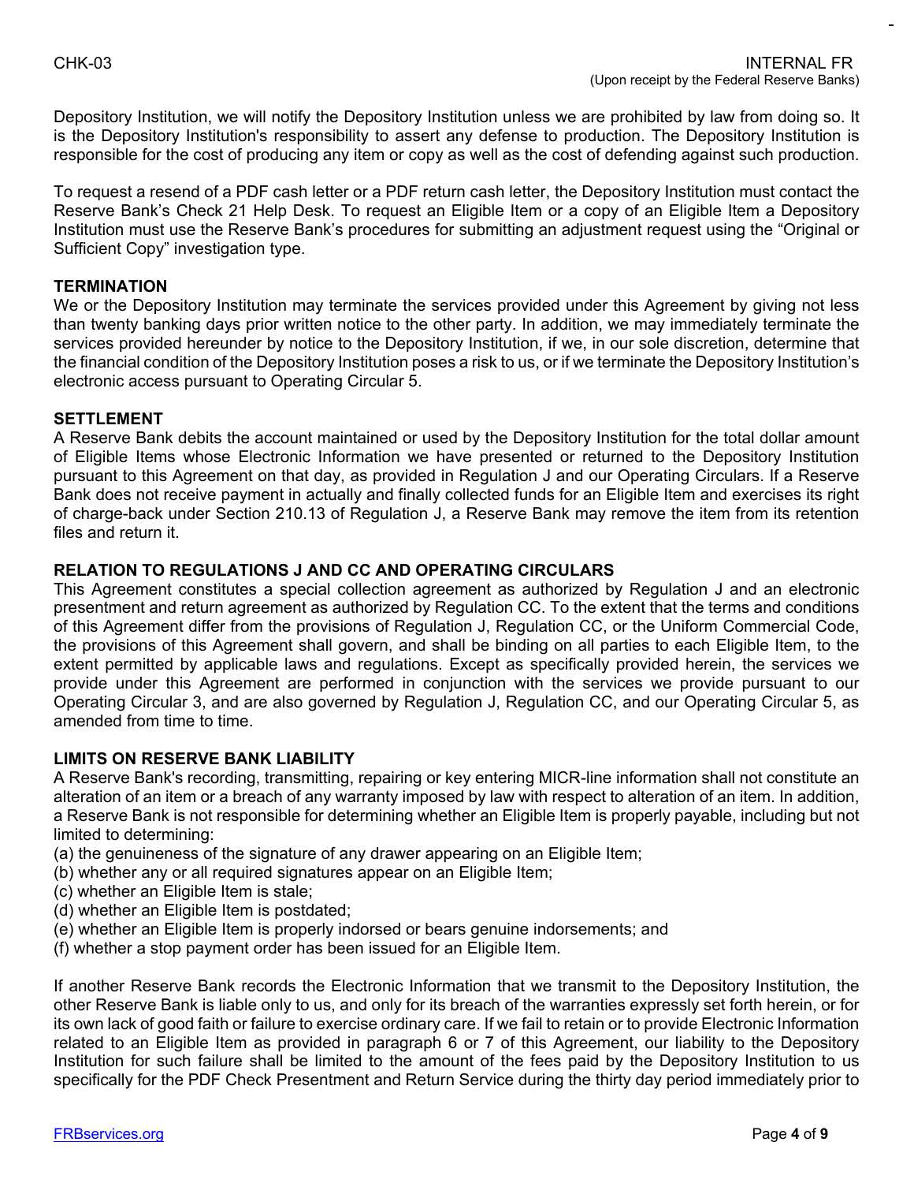Depository Institution, we will notify the Depository Institution unless we are prohibited by law from doing so. It is the Depository Institution's responsibility to assert any defense to production. The Depository Institution is responsible for the cost of producing any item or copy as well as the cost of defending against such production.

To request a resend of a PDF cash letter or a PDF return cash letter, the Depository Institution must contact the Reserve Bank's Check 21 Help Desk. To request an Eligible Item or a copy of an Eligible Item a Depository Institution must use the Reserve Bank's procedures for submitting an adjustment request using the "Original or Sufficient Copy" investigation type.

**TERMINATION**

We or the Depository Institution may terminate the services provided under this Agreement by giving not less than twenty banking days prior written notice to the other party. In addition, we may immediately terminate the services provided hereunder by notice to the Depository Institution, if we, in our sole discretion, determine that the financial condition of the Depository Institution poses a risk to us, or if we terminate the Depository Institution's electronic access pursuant to Operating Circular 5.

**SETTLEMENT**

A Reserve Bank debits the account maintained or used by the Depository Institution for the total dollar amount of Eligible Items whose Electronic Information we have presented or returned to the Depository Institution pursuant to this Agreement on that day, as provided in Regulation J and our Operating Circulars. If a Reserve Bank does not receive payment in actually and finally collected funds for an Eligible Item and exercises its right of charge-back under Section 210.13 of Regulation J, a Reserve Bank may remove the item from its retention files and return it.

**RELATION TO REGULATIONS J AND CC AND OPERATING CIRCULARS**

This Agreement constitutes a special collection agreement as authorized by Regulation J and an electronic presentment and return agreement as authorized by Regulation CC. To the extent that the terms and conditions of this Agreement differ from the provisions of Regulation J, Regulation CC, or the Uniform Commercial Code, the provisions of this Agreement shall govern, and shall be binding on all parties to each Eligible Item, to the extent permitted by applicable laws and regulations. Except as specifically provided herein, the services we provide under this Agreement are performed in conjunction with the services we provide pursuant to our Operating Circular 3, and are also governed by Regulation J, Regulation CC, and our Operating Circular 5, as amended from time to time.

**LIMITS ON RESERVE BANK LIABILITY**

A Reserve Bank's recording, transmitting, repairing or key entering MICR-line information shall not constitute an alteration of an item or a breach of any warranty imposed by law with respect to alteration of an item. In addition, a Reserve Bank is not responsible for determining whether an Eligible Item is properly payable, including but not limited to determining:

(a) the genuineness of the signature of any drawer appearing on an Eligible Item;
(b) whether any or all required signatures appear on an Eligible Item;
(c) whether an Eligible Item is stale;
(d) whether an Eligible Item is postdated;
(e) whether an Eligible Item is properly indorsed or bears genuine indorsements; and
(f) whether a stop payment order has been issued for an Eligible Item.

If another Reserve Bank records the Electronic Information that we transmit to the Depository Institution, the other Reserve Bank is liable only to us, and only for its breach of the warranties expressly set forth herein, or for its own lack of good faith or failure to exercise ordinary care. If we fail to retain or to provide Electronic Information related to an Eligible Item as provided in paragraph 6 or 7 of this Agreement, our liability to the Depository Institution for such failure shall be limited to the amount of the fees paid by the Depository Institution to us specifically for the PDF Check Presentment and Return Service during the thirty day period immediately prior to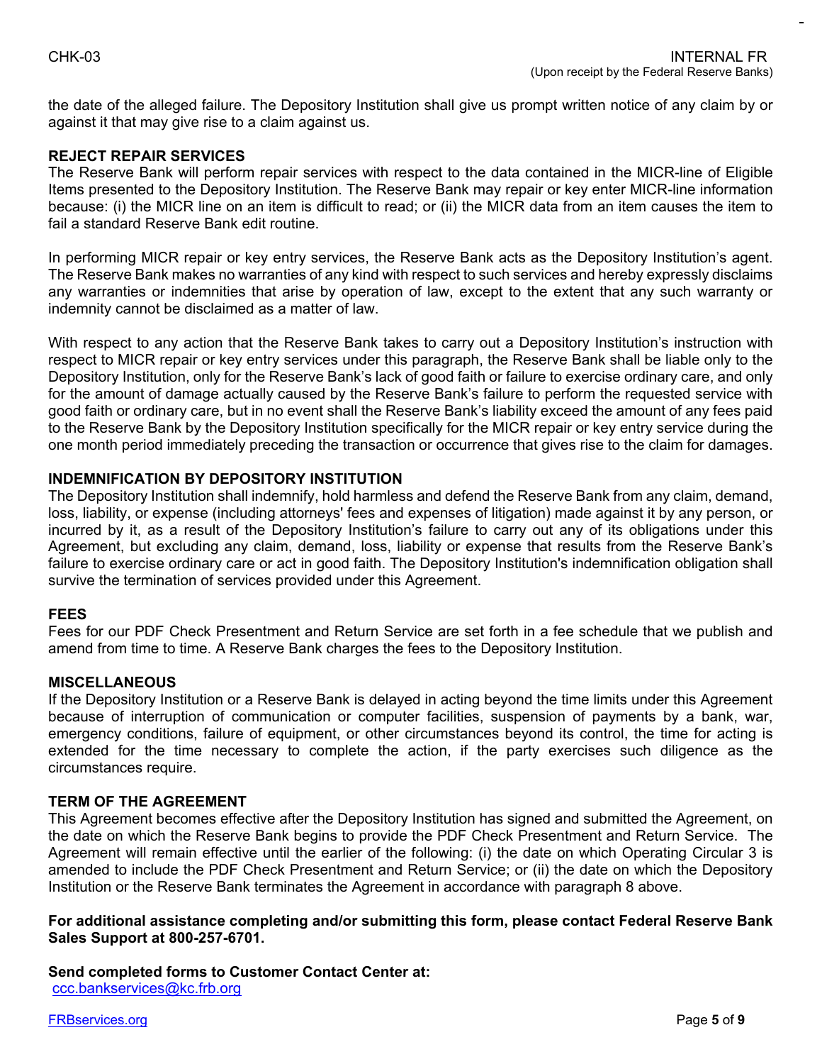the date of the alleged failure. The Depository Institution shall give us prompt written notice of any claim by or against it that may give rise to a claim against us.

**REJECT REPAIR SERVICES**

The Reserve Bank will perform repair services with respect to the data contained in the MICR-line of Eligible Items presented to the Depository Institution. The Reserve Bank may repair or key enter MICR-line information because: (i) the MICR line on an item is difficult to read; or (ii) the MICR data from an item causes the item to fail a standard Reserve Bank edit routine.

In performing MICR repair or key entry services, the Reserve Bank acts as the Depository Institution's agent. The Reserve Bank makes no warranties of any kind with respect to such services and hereby expressly disclaims any warranties or indemnities that arise by operation of law, except to the extent that any such warranty or indemnity cannot be disclaimed as a matter of law.

With respect to any action that the Reserve Bank takes to carry out a Depository Institution's instruction with respect to MICR repair or key entry services under this paragraph, the Reserve Bank shall be liable only to the Depository Institution, only for the Reserve Bank's lack of good faith or failure to exercise ordinary care, and only for the amount of damage actually caused by the Reserve Bank's failure to perform the requested service with good faith or ordinary care, but in no event shall the Reserve Bank's liability exceed the amount of any fees paid to the Reserve Bank by the Depository Institution specifically for the MICR repair or key entry service during the one month period immediately preceding the transaction or occurrence that gives rise to the claim for damages.

**INDEMNIFICATION BY DEPOSITORY INSTITUTION**

The Depository Institution shall indemnify, hold harmless and defend the Reserve Bank from any claim, demand, loss, liability, or expense (including attorneys' fees and expenses of litigation) made against it by any person, or incurred by it, as a result of the Depository Institution's failure to carry out any of its obligations under this Agreement, but excluding any claim, demand, loss, liability or expense that results from the Reserve Bank's failure to exercise ordinary care or act in good faith. The Depository Institution's indemnification obligation shall survive the termination of services provided under this Agreement.

**FEES**

Fees for our PDF Check Presentment and Return Service are set forth in a fee schedule that we publish and amend from time to time. A Reserve Bank charges the fees to the Depository Institution.

**MISCELLANEOUS**

If the Depository Institution or a Reserve Bank is delayed in acting beyond the time limits under this Agreement because of interruption of communication or computer facilities, suspension of payments by a bank, war, emergency conditions, failure of equipment, or other circumstances beyond its control, the time for acting is extended for the time necessary to complete the action, if the party exercises such diligence as the circumstances require.

**TERM OF THE AGREEMENT**

This Agreement becomes effective after the Depository Institution has signed and submitted the Agreement, on the date on which the Reserve Bank begins to provide the PDF Check Presentment and Return Service. The Agreement will remain effective until the earlier of the following: (i) the date on which Operating Circular 3 is amended to include the PDF Check Presentment and Return Service; or (ii) the date on which the Depository Institution or the Reserve Bank terminates the Agreement in accordance with paragraph 8 above.

**For additional assistance completing and/or submitting this form, please contact Federal Reserve Bank Sales Support at 800-257-6701.**

**Send completed forms to Customer Contact Center at:**
ccc.bankservices@kc.frb.org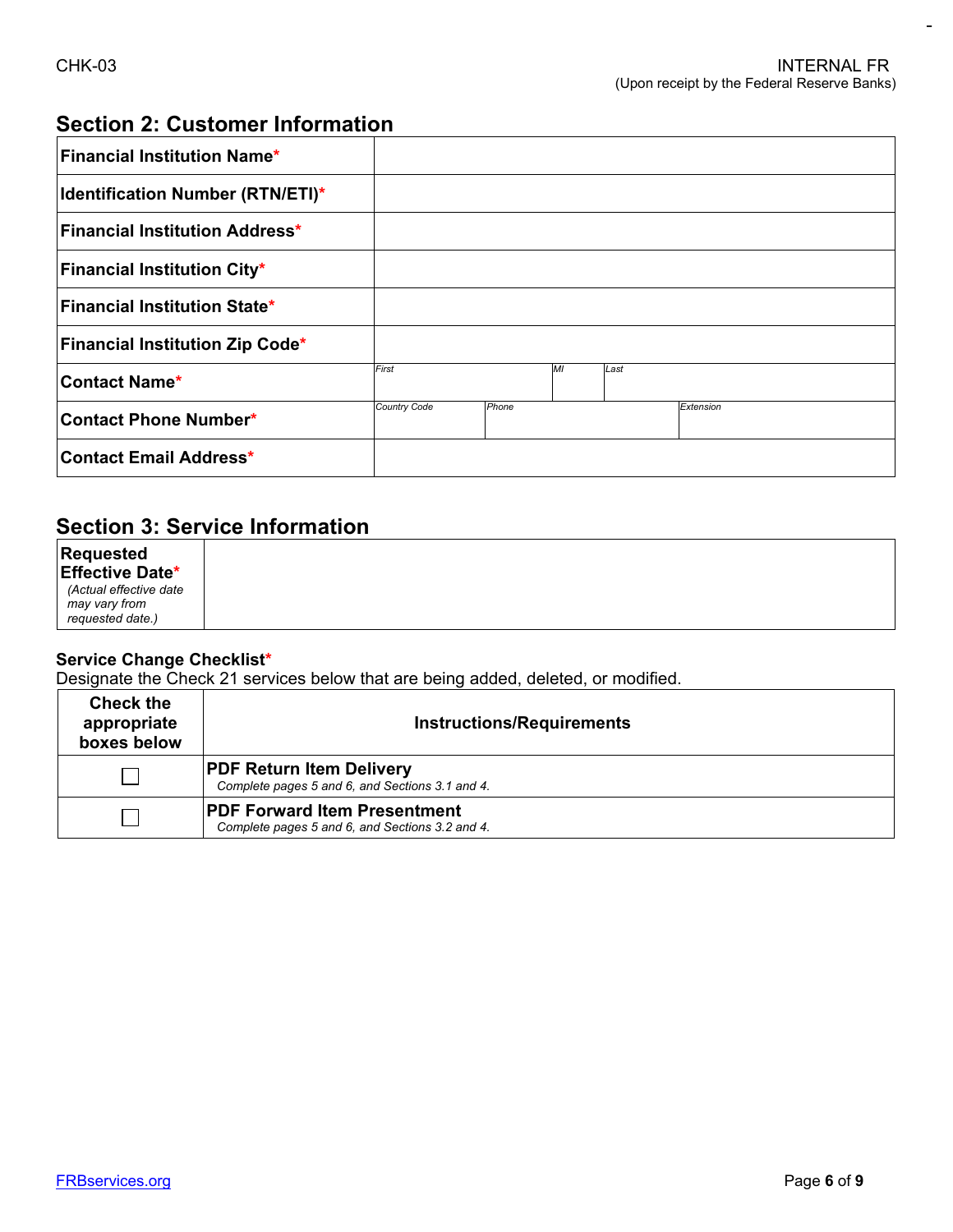CHK-03

INTERNAL FR
(Upon receipt by the Federal Reserve Banks)

## Section 2: Customer Information

| Field | |
|---|---|
| **Financial Institution Name*** | |
| **Identification Number (RTN/ETI)*** | |
| **Financial Institution Address*** | |
| **Financial Institution City*** | |
| **Financial Institution State*** | |
| **Financial Institution Zip Code*** | |
| **Contact Name*** | *First* / *MI* / *Last* |
| **Contact Phone Number*** | *Country Code* / *Phone* / *Extension* |
| **Contact Email Address*** | |

## Section 3: Service Information

| Field | |
|---|---|
| **Requested Effective Date*** *(Actual effective date may vary from requested date.)* | |

**Service Change Checklist***

Designate the Check 21 services below that are being added, deleted, or modified.

| Check the appropriate boxes below | Instructions/Requirements |
|---|---|
| ☐ | **PDF Return Item Delivery** *Complete pages 5 and 6, and Sections 3.1 and 4.* |
| ☐ | **PDF Forward Item Presentment** *Complete pages 5 and 6, and Sections 3.2 and 4.* |

FRBservices.org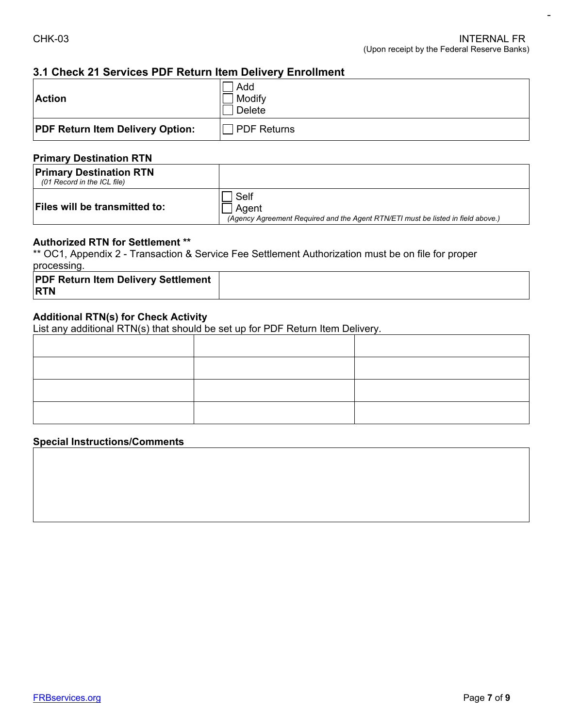## 3.1 Check 21 Services PDF Return Item Delivery Enrollment

| | |
|---|---|
| **Action** | ☐ Add<br>☐ Modify<br>☐ Delete |
| **PDF Return Item Delivery Option:** | ☐ PDF Returns |

### Primary Destination RTN

| | |
|---|---|
| **Primary Destination RTN**<br>*(01 Record in the ICL file)* | |
| **Files will be transmitted to:** | ☐ Self<br>☐ Agent<br>*(Agency Agreement Required and the Agent RTN/ETI must be listed in field above.)* |

### Authorized RTN for Settlement **

** OC1, Appendix 2 - Transaction & Service Fee Settlement Authorization must be on file for proper processing.

| | |
|---|---|
| **PDF Return Item Delivery Settlement RTN** | |

### Additional RTN(s) for Check Activity

List any additional RTN(s) that should be set up for PDF Return Item Delivery.

| | | |
|---|---|---|
| | | |
| | | |
| | | |
| | | |

### Special Instructions/Comments

| |
|---|
| |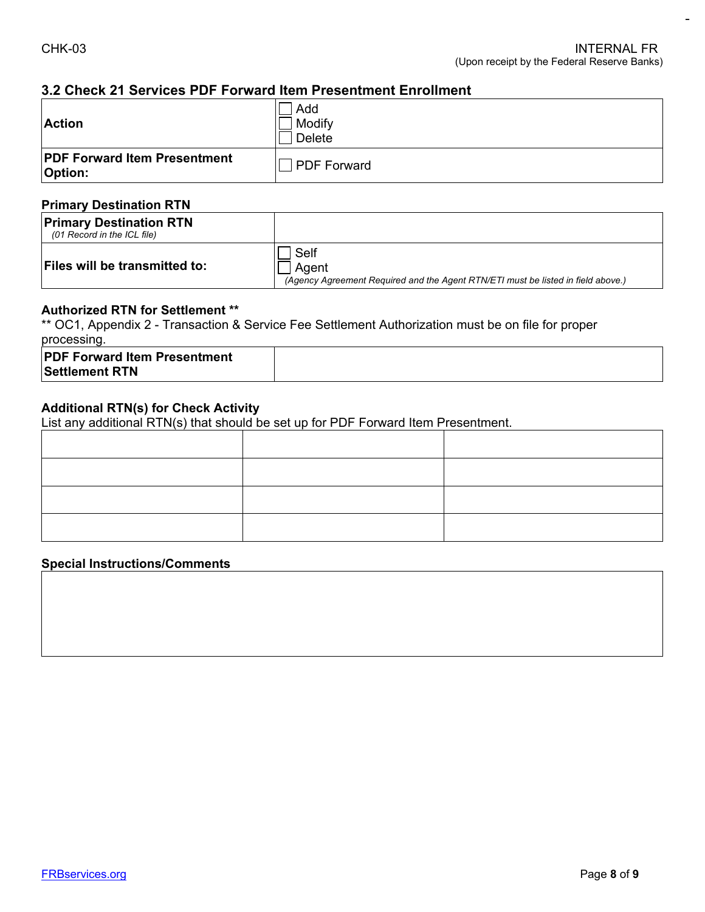## 3.2 Check 21 Services PDF Forward Item Presentment Enrollment

| | |
|---|---|
| **Action** | ☐ Add<br>☐ Modify<br>☐ Delete |
| **PDF Forward Item Presentment Option:** | ☐ PDF Forward |

**Primary Destination RTN**

| | |
|---|---|
| **Primary Destination RTN**<br>*(01 Record in the ICL file)* | |
| **Files will be transmitted to:** | ☐ Self<br>☐ Agent<br>*(Agency Agreement Required and the Agent RTN/ETI must be listed in field above.)* |

**Authorized RTN for Settlement \*\***

\*\* OC1, Appendix 2 - Transaction & Service Fee Settlement Authorization must be on file for proper processing.

| | |
|---|---|
| **PDF Forward Item Presentment Settlement RTN** | |

**Additional RTN(s) for Check Activity**

List any additional RTN(s) that should be set up for PDF Forward Item Presentment.

| | | |
|---|---|---|
| | | |
| | | |
| | | |
| | | |

**Special Instructions/Comments**

| |
|---|
| |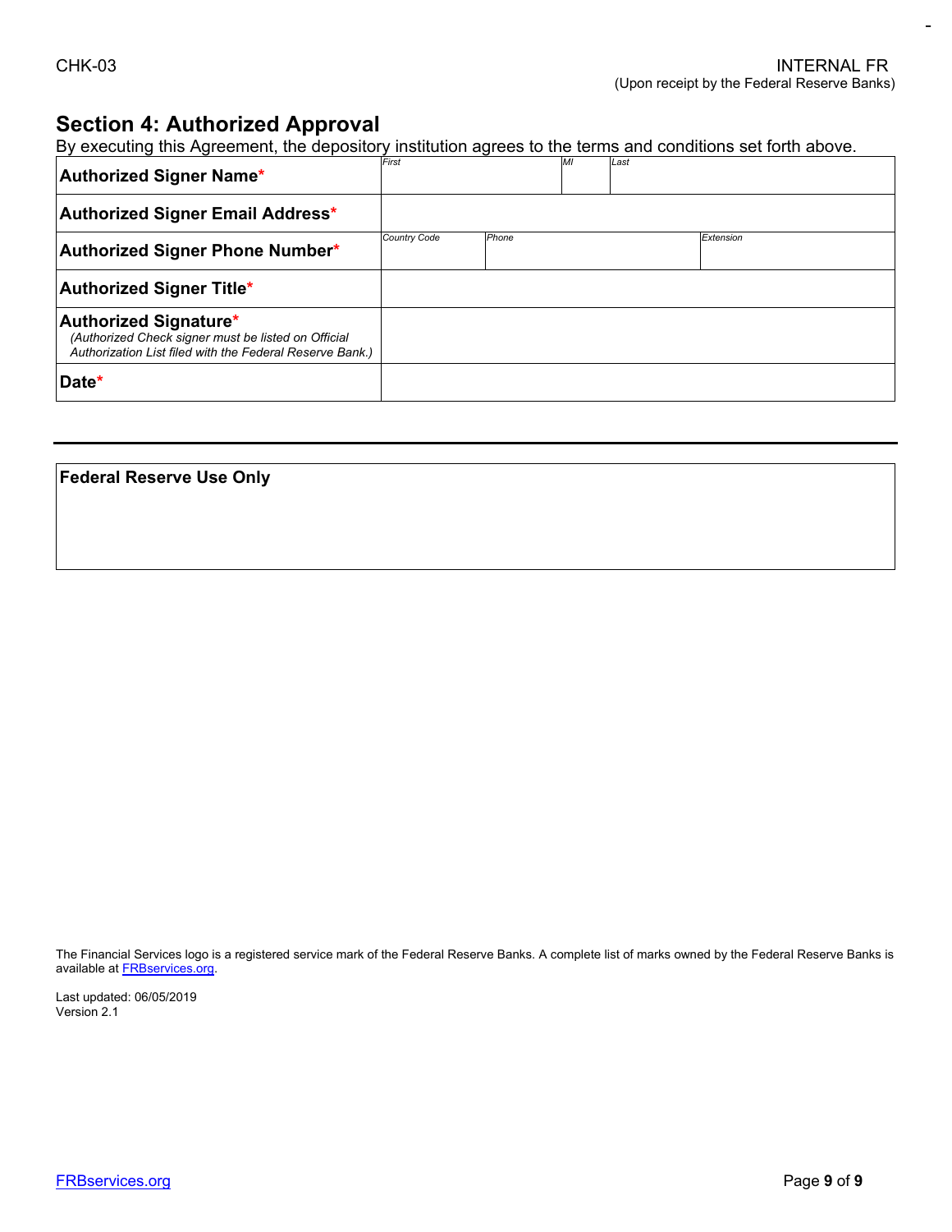CHK-03

INTERNAL FR
(Upon receipt by the Federal Reserve Banks)

## Section 4: Authorized Approval

By executing this Agreement, the depository institution agrees to the terms and conditions set forth above.

| | | | |
|---|---|---|---|
| **Authorized Signer Name*** | *First* | *MI* | *Last* |
| **Authorized Signer Email Address*** | | | |
| **Authorized Signer Phone Number*** | *Country Code* | *Phone* | *Extension* |
| **Authorized Signer Title*** | | | |
| **Authorized Signature*** *(Authorized Check signer must be listed on Official Authorization List filed with the Federal Reserve Bank.)* | | | |
| **Date*** | | | |

---

| |
|---|
| **Federal Reserve Use Only** |

The Financial Services logo is a registered service mark of the Federal Reserve Banks. A complete list of marks owned by the Federal Reserve Banks is available at FRBservices.org.

Last updated: 06/05/2019
Version 2.1

FRBservices.org